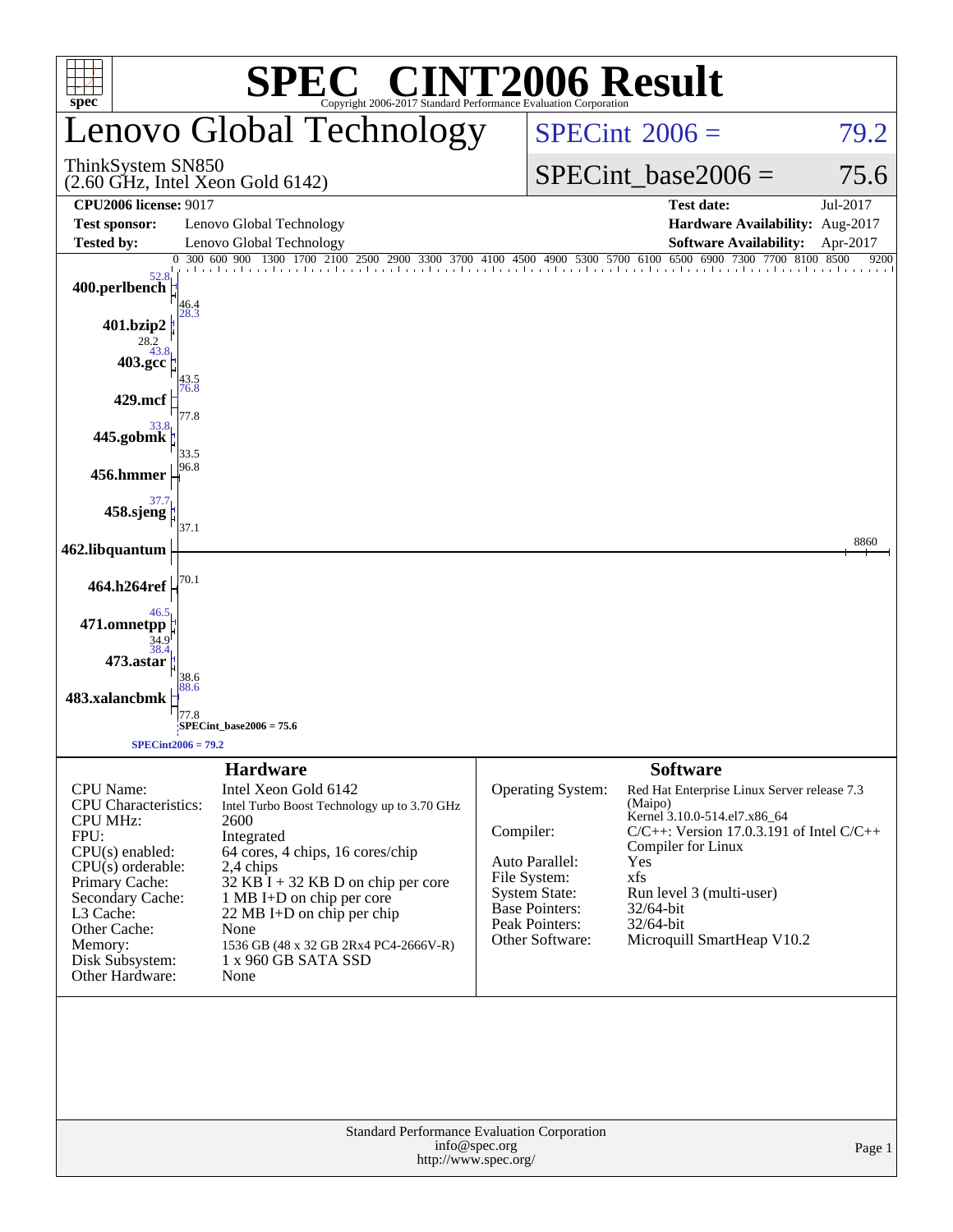# SPEC® CINT2006 Result

Copyright 2006-2017 Standard Performance Evaluation Corporation

## Lenovo Global Technology

ThinkSystem SN850
(2.60 GHz, Intel Xeon Gold 6142)

SPECint 2006 = 79.2

SPECint_base2006 = 75.6

| | | | |
|---|---|---|---|
| **CPU2006 license:** 9017 | | **Test date:** | Jul-2017 |
| **Test sponsor:** | Lenovo Global Technology | **Hardware Availability:** | Aug-2017 |
| **Tested by:** | Lenovo Global Technology | **Software Availability:** | Apr-2017 |

| Benchmark | Peak | Base |
|---|---|---|
| 400.perlbench | 52.8 | 46.4 |
| 401.bzip2 | 28.3 | 28.2 |
| 403.gcc | 43.8 | 43.5 |
| 429.mcf | 76.8 | 77.8 |
| 445.gobmk | 33.8 | 33.5 |
| 456.hmmer | 96.8 | |
| 458.sjeng | 37.7 | 37.1 |
| 462.libquantum | 8860 | |
| 464.h264ref | 70.1 | |
| 471.omnetpp | 46.5 | 34.9 |
| 473.astar | 38.4 | 38.6 |
| 483.xalancbmk | 88.6 | 77.8 |

SPECint_base2006 = 75.6

SPECint2006 = 79.2

### Hardware

| | |
|---|---|
| CPU Name: | Intel Xeon Gold 6142 |
| CPU Characteristics: | Intel Turbo Boost Technology up to 3.70 GHz |
| CPU MHz: | 2600 |
| FPU: | Integrated |
| CPU(s) enabled: | 64 cores, 4 chips, 16 cores/chip |
| CPU(s) orderable: | 2,4 chips |
| Primary Cache: | 32 KB I + 32 KB D on chip per core |
| Secondary Cache: | 1 MB I+D on chip per core |
| L3 Cache: | 22 MB I+D on chip per chip |
| Other Cache: | None |
| Memory: | 1536 GB (48 x 32 GB 2Rx4 PC4-2666V-R) |
| Disk Subsystem: | 1 x 960 GB SATA SSD |
| Other Hardware: | None |

### Software

| | |
|---|---|
| Operating System: | Red Hat Enterprise Linux Server release 7.3 (Maipo) Kernel 3.10.0-514.el7.x86_64 |
| Compiler: | C/C++: Version 17.0.3.191 of Intel C/C++ Compiler for Linux |
| Auto Parallel: | Yes |
| File System: | xfs |
| System State: | Run level 3 (multi-user) |
| Base Pointers: | 32/64-bit |
| Peak Pointers: | 32/64-bit |
| Other Software: | Microquill SmartHeap V10.2 |

Standard Performance Evaluation Corporation
info@spec.org
http://www.spec.org/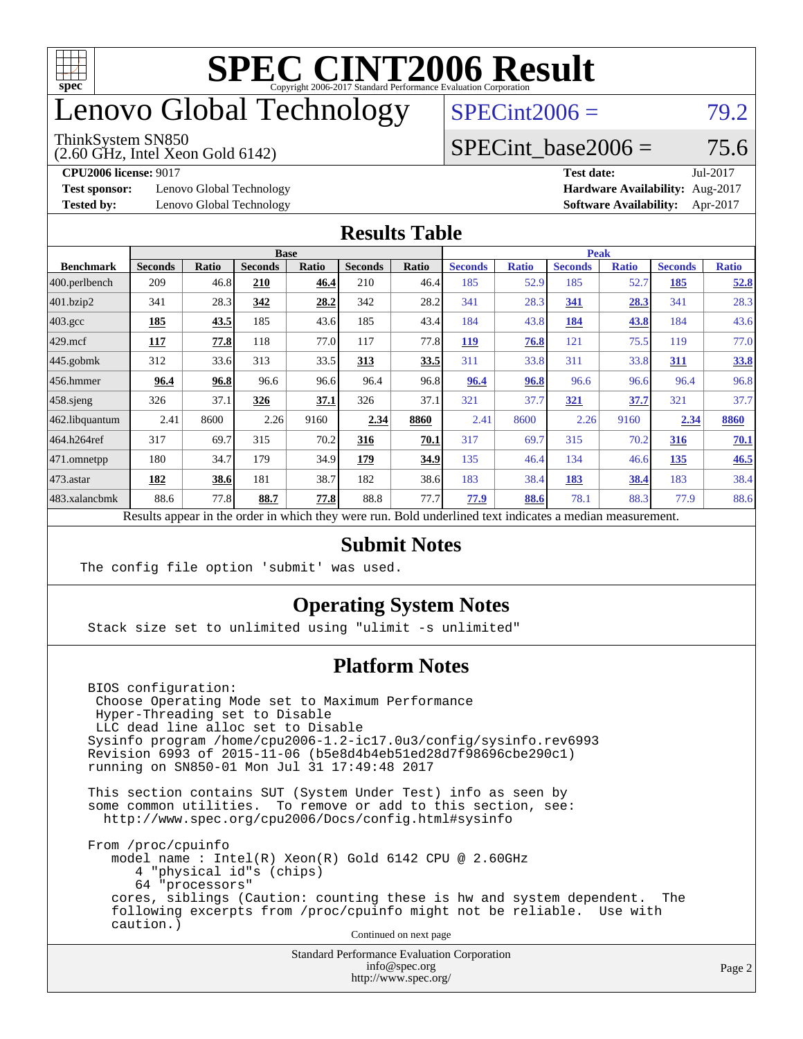# SPEC CINT2006 Result

Copyright 2006-2017 Standard Performance Evaluation Corporation

# Lenovo Global Technology

ThinkSystem SN850
(2.60 GHz, Intel Xeon Gold 6142)

SPECint2006 = 79.2

SPECint_base2006 = 75.6

**CPU2006 license:** 9017
**Test sponsor:** Lenovo Global Technology
**Tested by:** Lenovo Global Technology

**Test date:** Jul-2017
**Hardware Availability:** Aug-2017
**Software Availability:** Apr-2017

## Results Table

| Benchmark | Base | | | | | | Peak | | | | | |
|---|---|---|---|---|---|---|---|---|---|---|---|---|
| | Seconds | Ratio | Seconds | Ratio | Seconds | Ratio | Seconds | Ratio | Seconds | Ratio | Seconds | Ratio |
| 400.perlbench | 209 | 46.8 | **210** | **46.4** | 210 | 46.4 | 185 | 52.9 | 185 | 52.7 | **185** | **52.8** |
| 401.bzip2 | 341 | 28.3 | **342** | **28.2** | 342 | 28.2 | 341 | 28.3 | **341** | **28.3** | 341 | 28.3 |
| 403.gcc | **185** | **43.5** | 185 | 43.6 | 185 | 43.4 | 184 | 43.8 | **184** | **43.8** | 184 | 43.6 |
| 429.mcf | **117** | **77.8** | 118 | 77.0 | 117 | 77.8 | **119** | **76.8** | 121 | 75.5 | 119 | 77.0 |
| 445.gobmk | 312 | 33.6 | 313 | 33.5 | **313** | **33.5** | 311 | 33.8 | 311 | 33.8 | **311** | **33.8** |
| 456.hmmer | **96.4** | **96.8** | 96.6 | 96.6 | 96.4 | 96.8 | **96.4** | **96.8** | 96.6 | 96.6 | 96.4 | 96.8 |
| 458.sjeng | 326 | 37.1 | **326** | **37.1** | 326 | 37.1 | 321 | 37.7 | **321** | **37.7** | 321 | 37.7 |
| 462.libquantum | 2.41 | 8600 | 2.26 | 9160 | **2.34** | **8860** | 2.41 | 8600 | 2.26 | 9160 | **2.34** | **8860** |
| 464.h264ref | 317 | 69.7 | 315 | 70.2 | **316** | **70.1** | 317 | 69.7 | 315 | 70.2 | **316** | **70.1** |
| 471.omnetpp | 180 | 34.7 | 179 | 34.9 | **179** | **34.9** | 135 | 46.4 | 134 | 46.6 | **135** | **46.5** |
| 473.astar | **182** | **38.6** | 181 | 38.7 | 182 | 38.6 | 183 | 38.4 | **183** | **38.4** | 183 | 38.4 |
| 483.xalancbmk | 88.6 | 77.8 | **88.7** | **77.8** | 88.8 | 77.7 | **77.9** | **88.6** | 78.1 | 88.3 | 77.9 | 88.6 |

Results appear in the order in which they were run. Bold underlined text indicates a median measurement.

## Submit Notes

```
The config file option 'submit' was used.
```

## Operating System Notes

```
Stack size set to unlimited using "ulimit -s unlimited"
```

## Platform Notes

```
BIOS configuration:
 Choose Operating Mode set to Maximum Performance
 Hyper-Threading set to Disable
 LLC dead line alloc set to Disable
Sysinfo program /home/cpu2006-1.2-ic17.0u3/config/sysinfo.rev6993
Revision 6993 of 2015-11-06 (b5e8d4b4eb51ed28d7f98696cbe290c1)
running on SN850-01 Mon Jul 31 17:49:48 2017

This section contains SUT (System Under Test) info as seen by
some common utilities.  To remove or add to this section, see:
  http://www.spec.org/cpu2006/Docs/config.html#sysinfo

From /proc/cpuinfo
   model name : Intel(R) Xeon(R) Gold 6142 CPU @ 2.60GHz
      4 "physical id"s (chips)
      64 "processors"
   cores, siblings (Caution: counting these is hw and system dependent.  The
   following excerpts from /proc/cpuinfo might not be reliable.  Use with
   caution.)
```

Continued on next page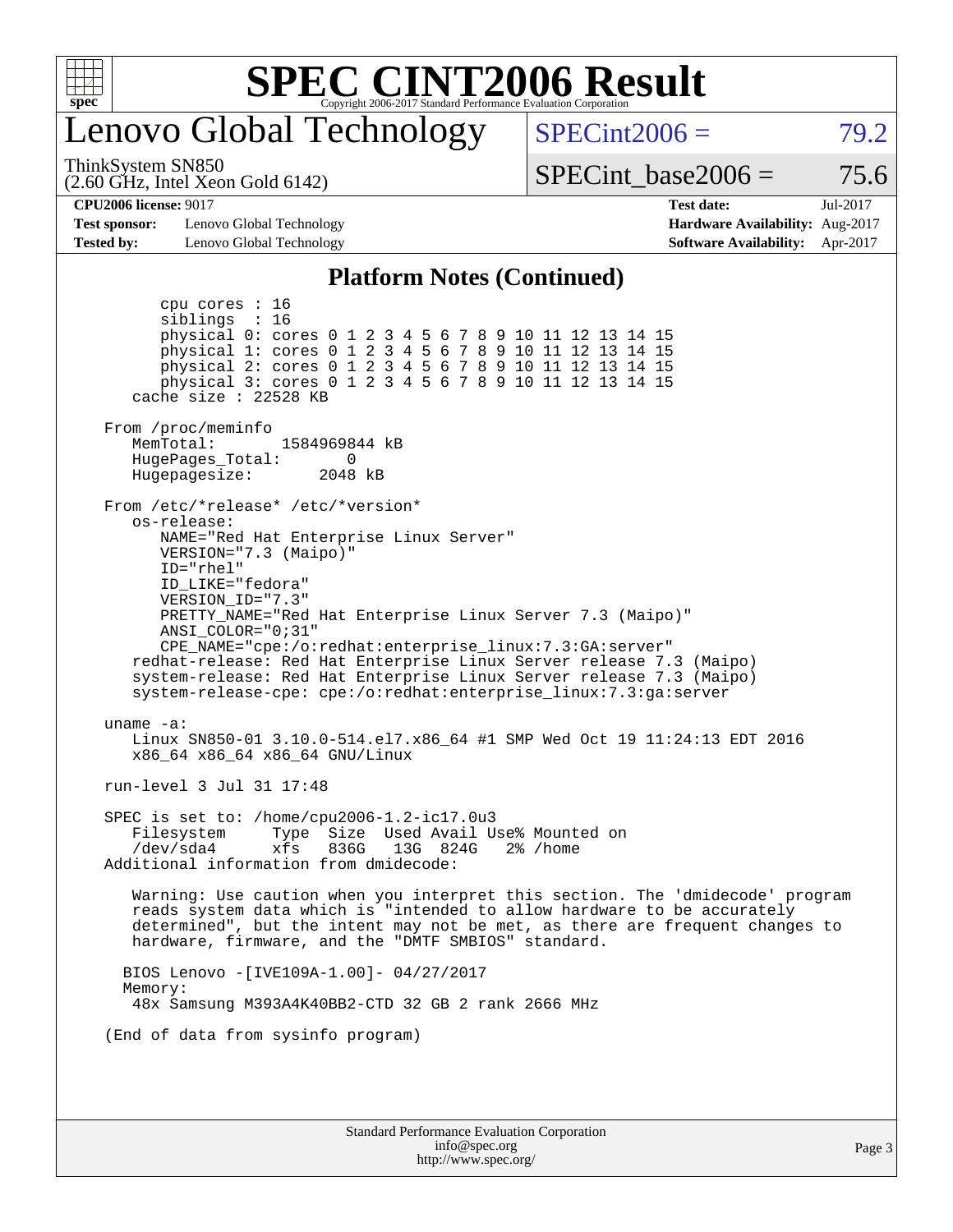# Lenovo Global Technology

ThinkSystem SN850
(2.60 GHz, Intel Xeon Gold 6142)

SPECint2006 = 79.2

SPECint_base2006 = 75.6

| **CPU2006 license:** 9017 | | **Test date:** | Jul-2017 |
|---|---|---|---|
| **Test sponsor:** | Lenovo Global Technology | **Hardware Availability:** | Aug-2017 |
| **Tested by:** | Lenovo Global Technology | **Software Availability:** | Apr-2017 |

## Platform Notes (Continued)

```
        cpu cores : 16
        siblings  : 16
        physical 0: cores 0 1 2 3 4 5 6 7 8 9 10 11 12 13 14 15
        physical 1: cores 0 1 2 3 4 5 6 7 8 9 10 11 12 13 14 15
        physical 2: cores 0 1 2 3 4 5 6 7 8 9 10 11 12 13 14 15
        physical 3: cores 0 1 2 3 4 5 6 7 8 9 10 11 12 13 14 15
    cache size : 22528 KB

 From /proc/meminfo
    MemTotal:       1584969844 kB
    HugePages_Total:       0
    Hugepagesize:       2048 kB

 From /etc/*release* /etc/*version*
    os-release:
       NAME="Red Hat Enterprise Linux Server"
       VERSION="7.3 (Maipo)"
       ID="rhel"
       ID_LIKE="fedora"
       VERSION_ID="7.3"
       PRETTY_NAME="Red Hat Enterprise Linux Server 7.3 (Maipo)"
       ANSI_COLOR="0;31"
       CPE_NAME="cpe:/o:redhat:enterprise_linux:7.3:GA:server"
    redhat-release: Red Hat Enterprise Linux Server release 7.3 (Maipo)
    system-release: Red Hat Enterprise Linux Server release 7.3 (Maipo)
    system-release-cpe: cpe:/o:redhat:enterprise_linux:7.3:ga:server

 uname -a:
    Linux SN850-01 3.10.0-514.el7.x86_64 #1 SMP Wed Oct 19 11:24:13 EDT 2016
    x86_64 x86_64 x86_64 GNU/Linux

 run-level 3 Jul 31 17:48

 SPEC is set to: /home/cpu2006-1.2-ic17.0u3
    Filesystem     Type  Size  Used Avail Use% Mounted on
    /dev/sda4      xfs   836G   13G  824G   2% /home
 Additional information from dmidecode:

    Warning: Use caution when you interpret this section. The 'dmidecode' program
    reads system data which is "intended to allow hardware to be accurately
    determined", but the intent may not be met, as there are frequent changes to
    hardware, firmware, and the "DMTF SMBIOS" standard.

   BIOS Lenovo -[IVE109A-1.00]- 04/27/2017
   Memory:
    48x Samsung M393A4K40BB2-CTD 32 GB 2 rank 2666 MHz

 (End of data from sysinfo program)
```

Standard Performance Evaluation Corporation
info@spec.org
http://www.spec.org/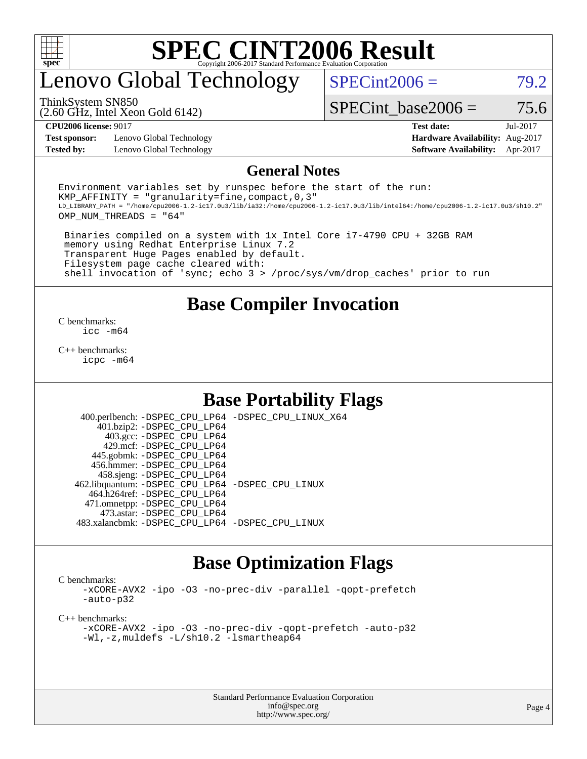# SPEC CINT2006 Result

Copyright 2006-2017 Standard Performance Evaluation Corporation

## Lenovo Global Technology

ThinkSystem SN850
(2.60 GHz, Intel Xeon Gold 6142)

SPECint2006 = 79.2

SPECint_base2006 = 75.6

**CPU2006 license:** 9017
**Test sponsor:** Lenovo Global Technology
**Tested by:** Lenovo Global Technology

**Test date:** Jul-2017
**Hardware Availability:** Aug-2017
**Software Availability:** Apr-2017

## General Notes

```
Environment variables set by runspec before the start of the run:
KMP_AFFINITY = "granularity=fine,compact,0,3"
LD_LIBRARY_PATH = "/home/cpu2006-1.2-ic17.0u3/lib/ia32:/home/cpu2006-1.2-ic17.0u3/lib/intel64:/home/cpu2006-1.2-ic17.0u3/sh10.2"
OMP_NUM_THREADS = "64"

 Binaries compiled on a system with 1x Intel Core i7-4790 CPU + 32GB RAM
 memory using Redhat Enterprise Linux 7.2
 Transparent Huge Pages enabled by default.
 Filesystem page cache cleared with:
 shell invocation of 'sync; echo 3 > /proc/sys/vm/drop_caches' prior to run
```

## Base Compiler Invocation

C benchmarks:
 icc -m64

C++ benchmarks:
 icpc -m64

## Base Portability Flags

400.perlbench: -DSPEC_CPU_LP64 -DSPEC_CPU_LINUX_X64
401.bzip2: -DSPEC_CPU_LP64
403.gcc: -DSPEC_CPU_LP64
429.mcf: -DSPEC_CPU_LP64
445.gobmk: -DSPEC_CPU_LP64
456.hmmer: -DSPEC_CPU_LP64
458.sjeng: -DSPEC_CPU_LP64
462.libquantum: -DSPEC_CPU_LP64 -DSPEC_CPU_LINUX
464.h264ref: -DSPEC_CPU_LP64
471.omnetpp: -DSPEC_CPU_LP64
473.astar: -DSPEC_CPU_LP64
483.xalancbmk: -DSPEC_CPU_LP64 -DSPEC_CPU_LINUX

## Base Optimization Flags

C benchmarks:
 -xCORE-AVX2 -ipo -O3 -no-prec-div -parallel -qopt-prefetch
 -auto-p32

C++ benchmarks:
 -xCORE-AVX2 -ipo -O3 -no-prec-div -qopt-prefetch -auto-p32
 -Wl,-z,muldefs -L/sh10.2 -lsmartheap64

Standard Performance Evaluation Corporation
info@spec.org
http://www.spec.org/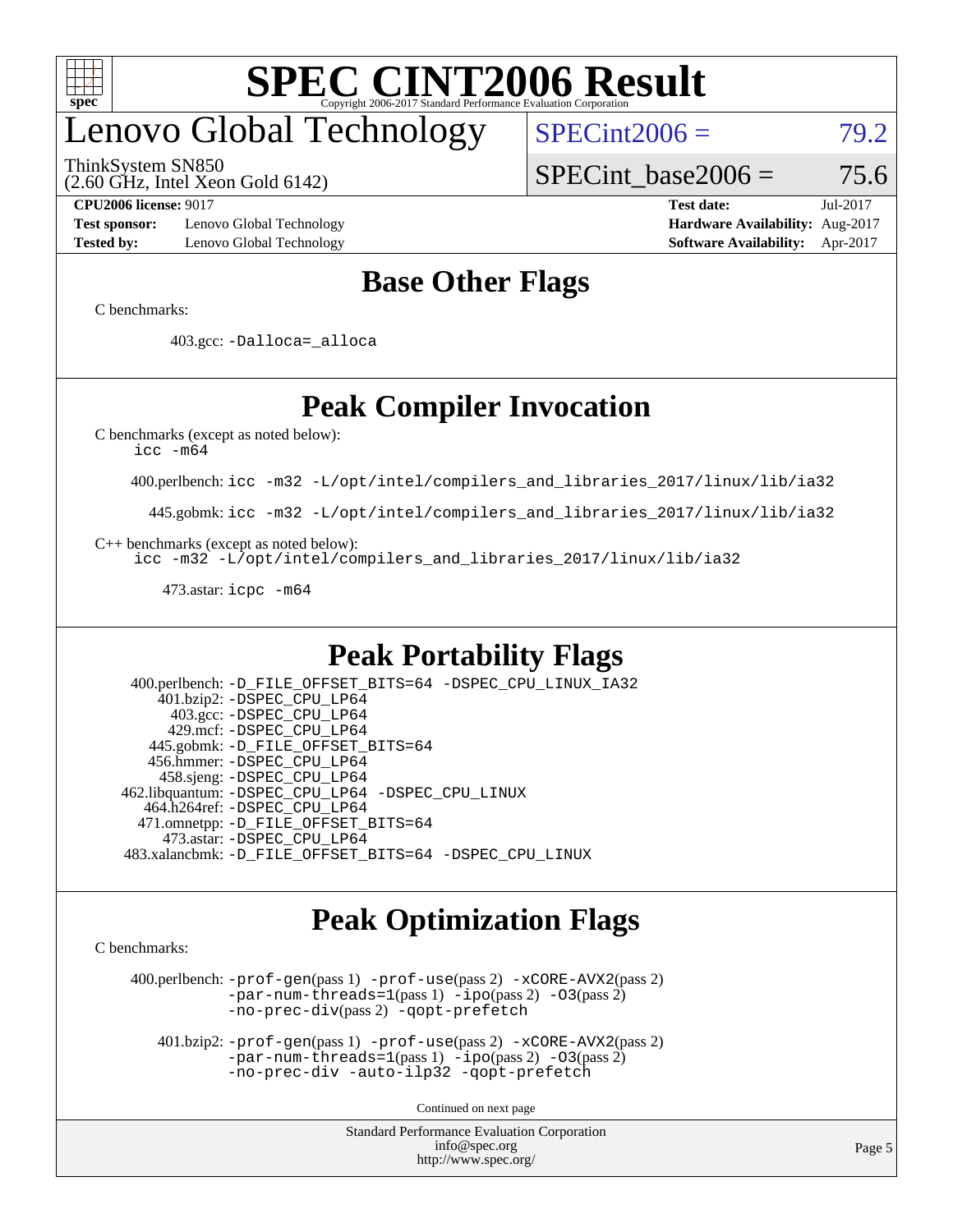# Lenovo Global Technology

ThinkSystem SN850
(2.60 GHz, Intel Xeon Gold 6142)

SPECint2006 = 79.2

SPECint_base2006 = 75.6

| | | | |
|---|---|---|---|
| **CPU2006 license:** 9017 | | **Test date:** | Jul-2017 |
| **Test sponsor:** | Lenovo Global Technology | **Hardware Availability:** | Aug-2017 |
| **Tested by:** | Lenovo Global Technology | **Software Availability:** | Apr-2017 |

## Base Other Flags

C benchmarks:

403.gcc: -Dalloca=_alloca

## Peak Compiler Invocation

C benchmarks (except as noted below):
icc -m64

400.perlbench: icc -m32 -L/opt/intel/compilers_and_libraries_2017/linux/lib/ia32

445.gobmk: icc -m32 -L/opt/intel/compilers_and_libraries_2017/linux/lib/ia32

C++ benchmarks (except as noted below):
icc -m32 -L/opt/intel/compilers_and_libraries_2017/linux/lib/ia32

473.astar: icpc -m64

## Peak Portability Flags

400.perlbench: -D_FILE_OFFSET_BITS=64 -DSPEC_CPU_LINUX_IA32
401.bzip2: -DSPEC_CPU_LP64
403.gcc: -DSPEC_CPU_LP64
429.mcf: -DSPEC_CPU_LP64
445.gobmk: -D_FILE_OFFSET_BITS=64
456.hmmer: -DSPEC_CPU_LP64
458.sjeng: -DSPEC_CPU_LP64
462.libquantum: -DSPEC_CPU_LP64 -DSPEC_CPU_LINUX
464.h264ref: -DSPEC_CPU_LP64
471.omnetpp: -D_FILE_OFFSET_BITS=64
473.astar: -DSPEC_CPU_LP64
483.xalancbmk: -D_FILE_OFFSET_BITS=64 -DSPEC_CPU_LINUX

## Peak Optimization Flags

C benchmarks:

400.perlbench: -prof-gen(pass 1) -prof-use(pass 2) -xCORE-AVX2(pass 2) -par-num-threads=1(pass 1) -ipo(pass 2) -O3(pass 2) -no-prec-div(pass 2) -qopt-prefetch

401.bzip2: -prof-gen(pass 1) -prof-use(pass 2) -xCORE-AVX2(pass 2) -par-num-threads=1(pass 1) -ipo(pass 2) -O3(pass 2) -no-prec-div -auto-ilp32 -qopt-prefetch

Continued on next page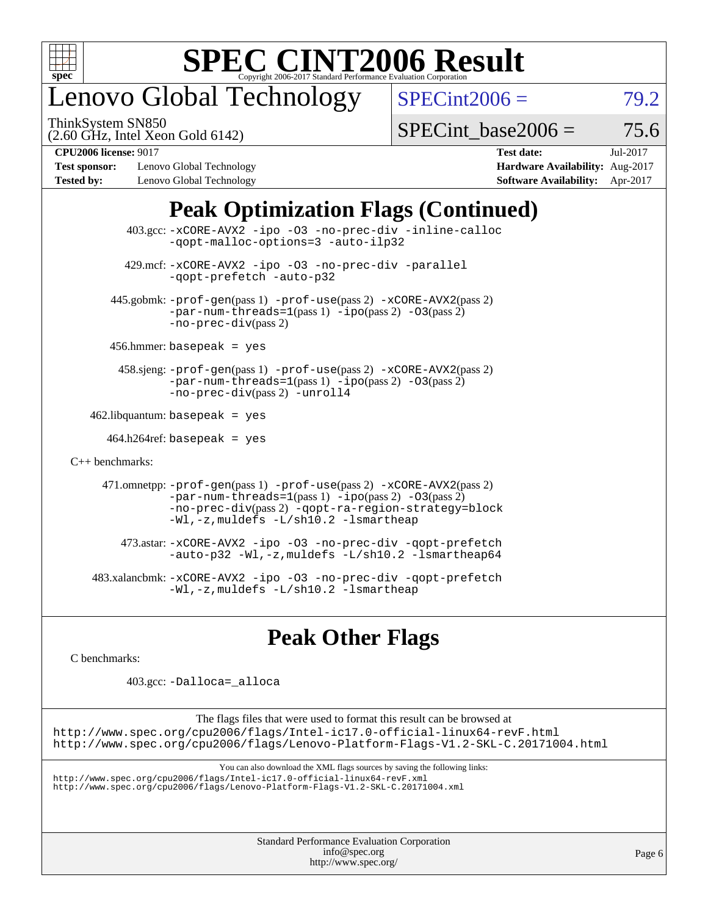# SPEC CINT2006 Result

Copyright 2006-2017 Standard Performance Evaluation Corporation

## Lenovo Global Technology

ThinkSystem SN850
(2.60 GHz, Intel Xeon Gold 6142)

SPECint2006 = 79.2

SPECint_base2006 = 75.6

**CPU2006 license:** 9017
**Test sponsor:** Lenovo Global Technology
**Tested by:** Lenovo Global Technology

**Test date:** Jul-2017
**Hardware Availability:** Aug-2017
**Software Availability:** Apr-2017

## Peak Optimization Flags (Continued)

403.gcc: `-xCORE-AVX2 -ipo -O3 -no-prec-div -inline-calloc -qopt-malloc-options=3 -auto-ilp32`

429.mcf: `-xCORE-AVX2 -ipo -O3 -no-prec-div -parallel -qopt-prefetch -auto-p32`

445.gobmk: `-prof-gen`(pass 1) `-prof-use`(pass 2) `-xCORE-AVX2`(pass 2) `-par-num-threads=1`(pass 1) `-ipo`(pass 2) `-O3`(pass 2) `-no-prec-div`(pass 2)

456.hmmer: `basepeak = yes`

458.sjeng: `-prof-gen`(pass 1) `-prof-use`(pass 2) `-xCORE-AVX2`(pass 2) `-par-num-threads=1`(pass 1) `-ipo`(pass 2) `-O3`(pass 2) `-no-prec-div`(pass 2) `-unroll4`

462.libquantum: `basepeak = yes`

464.h264ref: `basepeak = yes`

C++ benchmarks:

471.omnetpp: `-prof-gen`(pass 1) `-prof-use`(pass 2) `-xCORE-AVX2`(pass 2) `-par-num-threads=1`(pass 1) `-ipo`(pass 2) `-O3`(pass 2) `-no-prec-div`(pass 2) `-qopt-ra-region-strategy=block -Wl,-z,muldefs -L/sh10.2 -lsmartheap`

473.astar: `-xCORE-AVX2 -ipo -O3 -no-prec-div -qopt-prefetch -auto-p32 -Wl,-z,muldefs -L/sh10.2 -lsmartheap64`

483.xalancbmk: `-xCORE-AVX2 -ipo -O3 -no-prec-div -qopt-prefetch -Wl,-z,muldefs -L/sh10.2 -lsmartheap`

## Peak Other Flags

C benchmarks:

403.gcc: `-Dalloca=_alloca`

The flags files that were used to format this result can be browsed at
http://www.spec.org/cpu2006/flags/Intel-ic17.0-official-linux64-revF.html
http://www.spec.org/cpu2006/flags/Lenovo-Platform-Flags-V1.2-SKL-C.20171004.html

You can also download the XML flags sources by saving the following links:
http://www.spec.org/cpu2006/flags/Intel-ic17.0-official-linux64-revF.xml
http://www.spec.org/cpu2006/flags/Lenovo-Platform-Flags-V1.2-SKL-C.20171004.xml

Standard Performance Evaluation Corporation
info@spec.org
http://www.spec.org/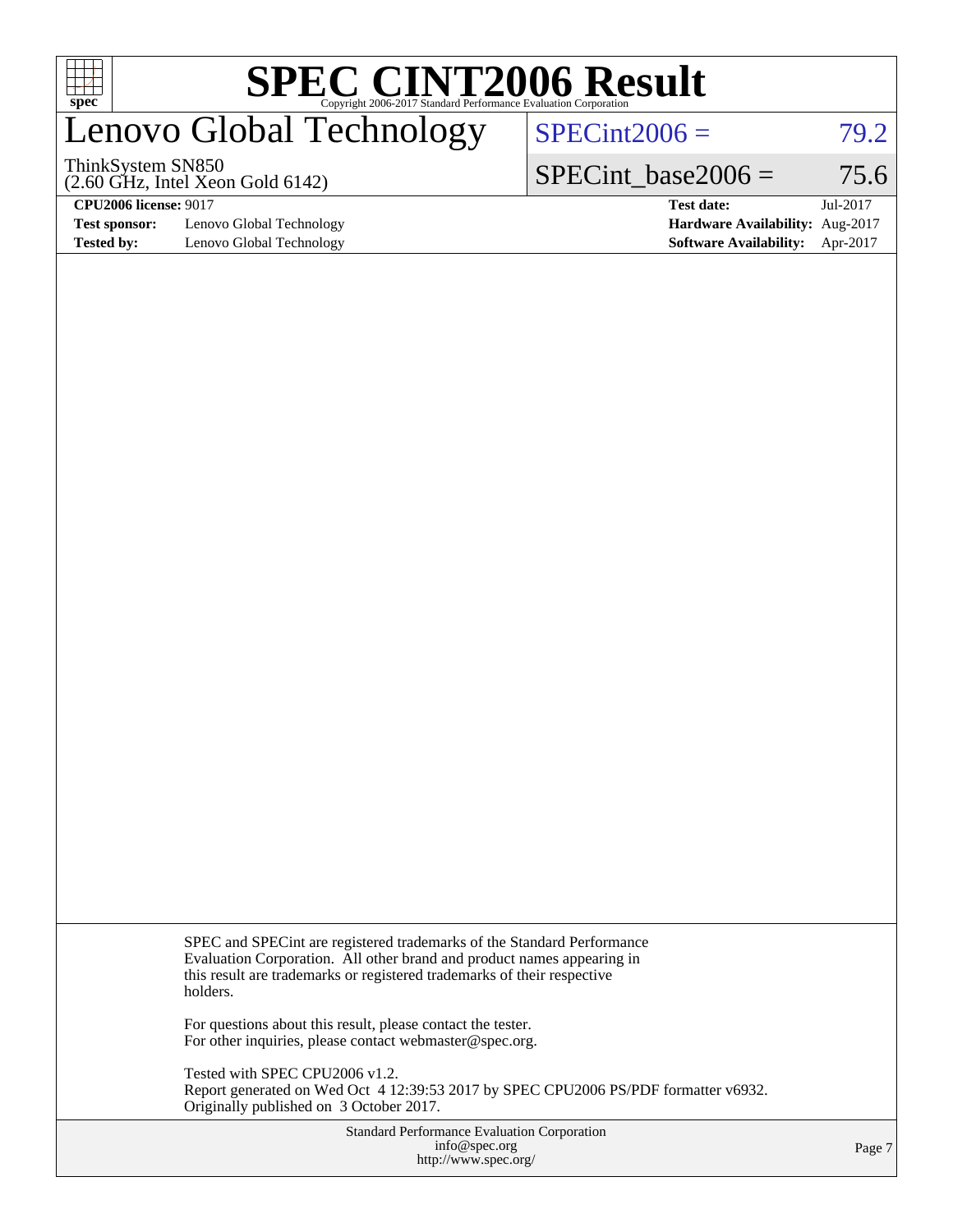SPEC and SPECint are registered trademarks of the Standard Performance Evaluation Corporation. All other brand and product names appearing in this result are trademarks or registered trademarks of their respective holders.

For questions about this result, please contact the tester.
For other inquiries, please contact webmaster@spec.org.

Tested with SPEC CPU2006 v1.2.
Report generated on Wed Oct 4 12:39:53 2017 by SPEC CPU2006 PS/PDF formatter v6932.
Originally published on 3 October 2017.